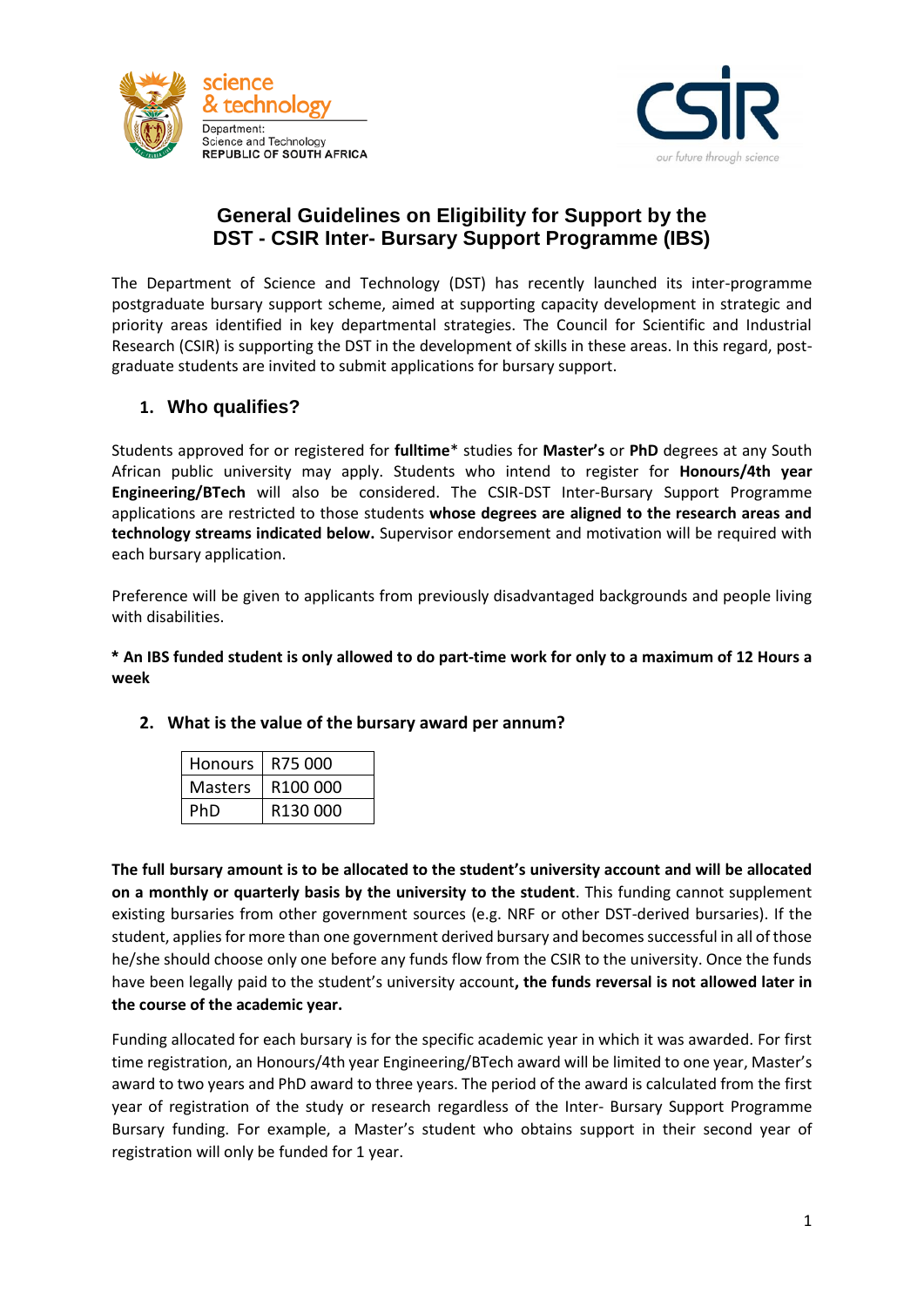# General Guidelines on Eligibility for Support by the DST - CSIR Inter- Bursary Support Programme (IBS)

The Department of Science and Technology (DST) has recently launched its inter-programme postgraduate bursary support scheme, aimed at supporting capacity development in strategic and priority areas identified in key departmental strategies. The Council for Scientific and Industrial Research (CSIR) is supporting the DST in the development of skills in these areas. In this regard, post-graduate students are invited to submit applications for bursary support.

## 1. Who qualifies?

Students approved for or registered for **fulltime*** studies for **Master's** or **PhD** degrees at any South African public university may apply. Students who intend to register for **Honours/4th year Engineering/BTech** will also be considered. The CSIR-DST Inter-Bursary Support Programme applications are restricted to those students **whose degrees are aligned to the research areas and technology streams indicated below.** Supervisor endorsement and motivation will be required with each bursary application.

Preference will be given to applicants from previously disadvantaged backgrounds and people living with disabilities.

**\* An IBS funded student is only allowed to do part-time work for only to a maximum of 12 Hours a week**

## 2. What is the value of the bursary award per annum?

| Honours | R75 000 |
|---|---|
| Masters | R100 000 |
| PhD | R130 000 |

**The full bursary amount is to be allocated to the student's university account and will be allocated on a monthly or quarterly basis by the university to the student**. This funding cannot supplement existing bursaries from other government sources (e.g. NRF or other DST-derived bursaries). If the student, applies for more than one government derived bursary and becomes successful in all of those he/she should choose only one before any funds flow from the CSIR to the university. Once the funds have been legally paid to the student's university account**, the funds reversal is not allowed later in the course of the academic year.**

Funding allocated for each bursary is for the specific academic year in which it was awarded. For first time registration, an Honours/4th year Engineering/BTech award will be limited to one year, Master's award to two years and PhD award to three years. The period of the award is calculated from the first year of registration of the study or research regardless of the Inter- Bursary Support Programme Bursary funding. For example, a Master's student who obtains support in their second year of registration will only be funded for 1 year.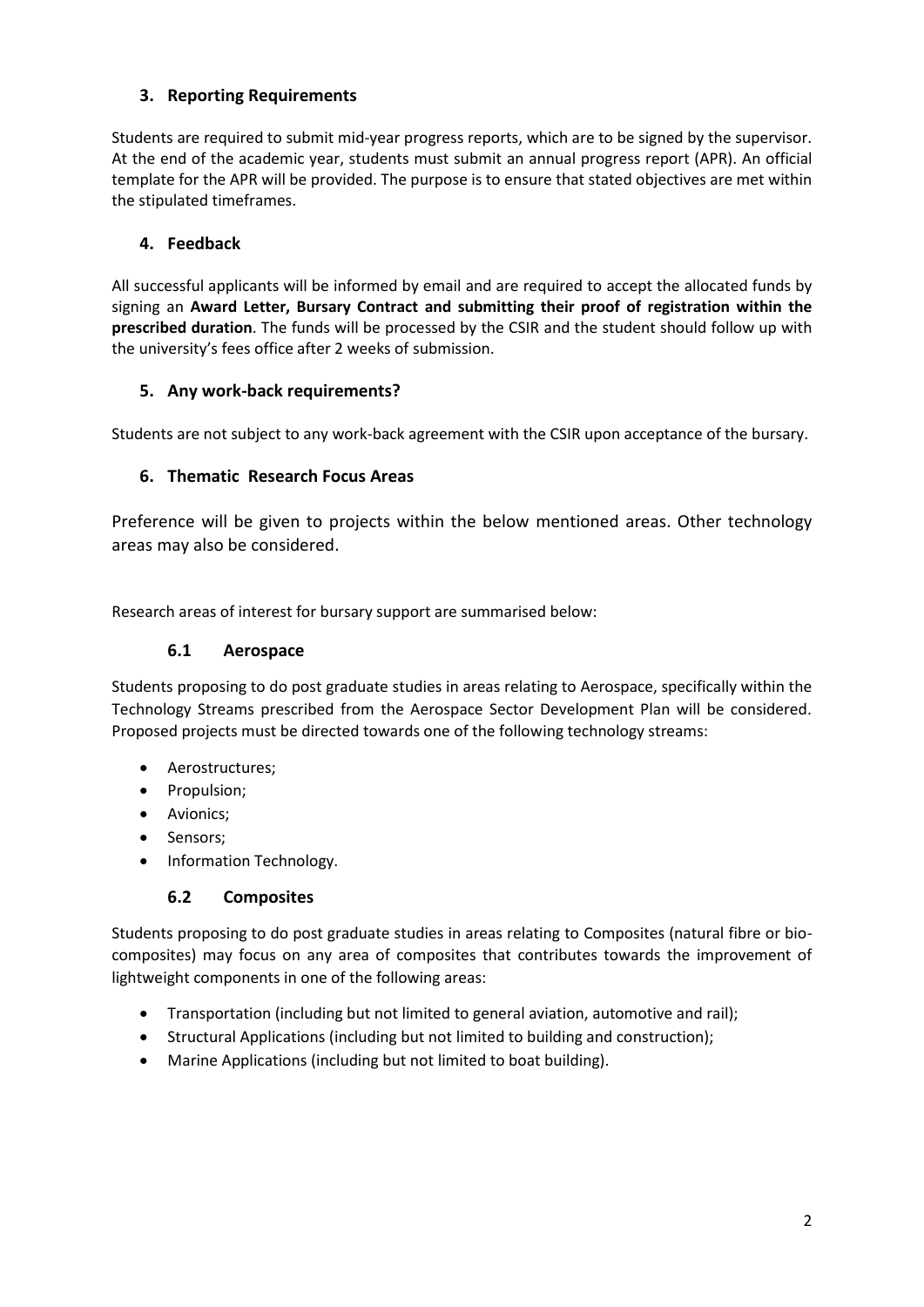## 3. Reporting Requirements

Students are required to submit mid-year progress reports, which are to be signed by the supervisor. At the end of the academic year, students must submit an annual progress report (APR). An official template for the APR will be provided. The purpose is to ensure that stated objectives are met within the stipulated timeframes.

## 4. Feedback

All successful applicants will be informed by email and are required to accept the allocated funds by signing an **Award Letter, Bursary Contract and submitting their proof of registration within the prescribed duration**. The funds will be processed by the CSIR and the student should follow up with the university's fees office after 2 weeks of submission.

## 5. Any work-back requirements?

Students are not subject to any work-back agreement with the CSIR upon acceptance of the bursary.

## 6. Thematic Research Focus Areas

Preference will be given to projects within the below mentioned areas. Other technology areas may also be considered.

Research areas of interest for bursary support are summarised below:

### 6.1 Aerospace

Students proposing to do post graduate studies in areas relating to Aerospace, specifically within the Technology Streams prescribed from the Aerospace Sector Development Plan will be considered. Proposed projects must be directed towards one of the following technology streams:

- Aerostructures;
- Propulsion;
- Avionics;
- Sensors;
- Information Technology.

### 6.2 Composites

Students proposing to do post graduate studies in areas relating to Composites (natural fibre or bio-composites) may focus on any area of composites that contributes towards the improvement of lightweight components in one of the following areas:

- Transportation (including but not limited to general aviation, automotive and rail);
- Structural Applications (including but not limited to building and construction);
- Marine Applications (including but not limited to boat building).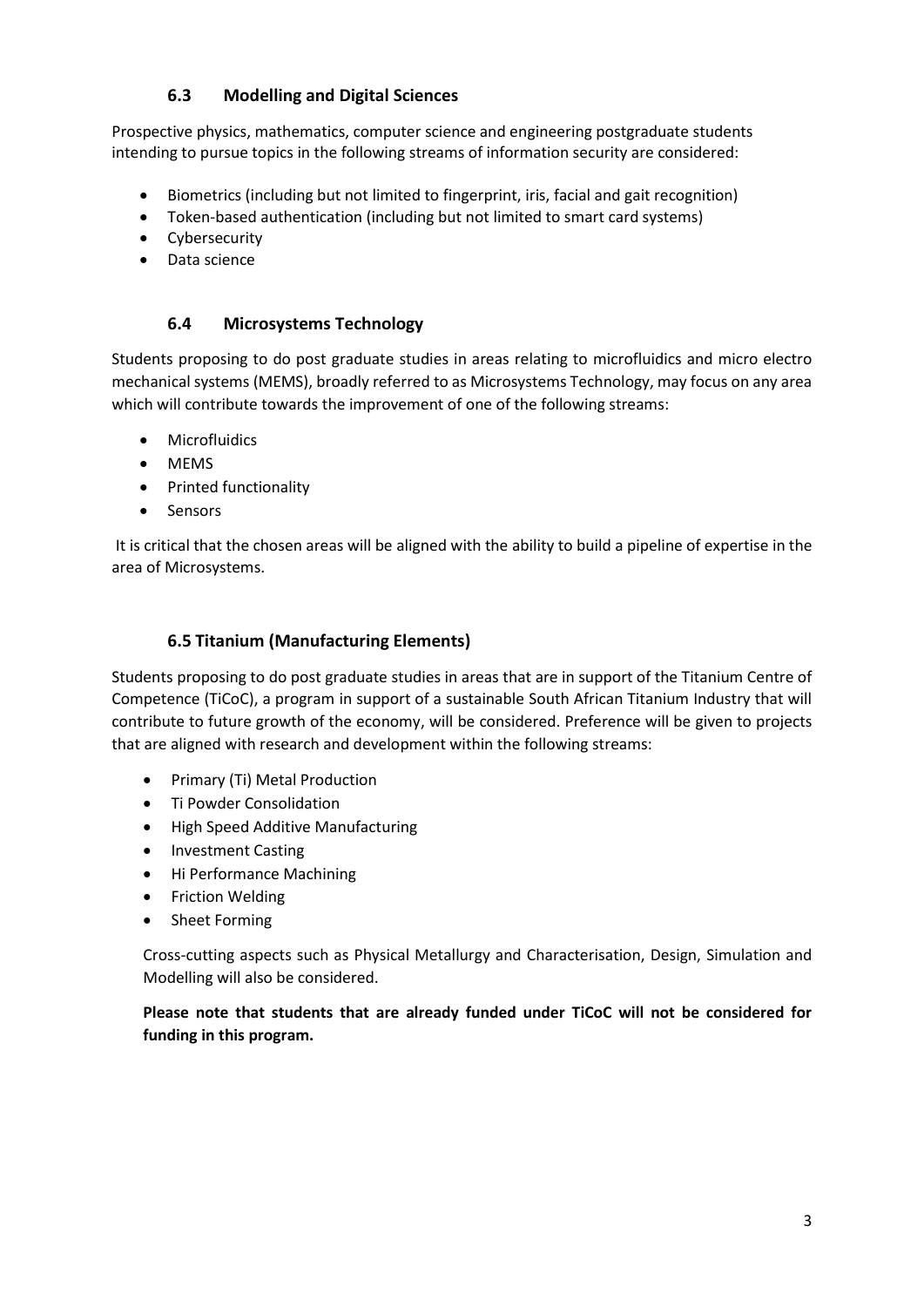### 6.3 Modelling and Digital Sciences

Prospective physics, mathematics, computer science and engineering postgraduate students intending to pursue topics in the following streams of information security are considered:

- Biometrics (including but not limited to fingerprint, iris, facial and gait recognition)
- Token-based authentication (including but not limited to smart card systems)
- Cybersecurity
- Data science

### 6.4 Microsystems Technology

Students proposing to do post graduate studies in areas relating to microfluidics and micro electro mechanical systems (MEMS), broadly referred to as Microsystems Technology, may focus on any area which will contribute towards the improvement of one of the following streams:

- Microfluidics
- MEMS
- Printed functionality
- Sensors

It is critical that the chosen areas will be aligned with the ability to build a pipeline of expertise in the area of Microsystems.

### 6.5 Titanium (Manufacturing Elements)

Students proposing to do post graduate studies in areas that are in support of the Titanium Centre of Competence (TiCoC), a program in support of a sustainable South African Titanium Industry that will contribute to future growth of the economy, will be considered. Preference will be given to projects that are aligned with research and development within the following streams:

- Primary (Ti) Metal Production
- Ti Powder Consolidation
- High Speed Additive Manufacturing
- Investment Casting
- Hi Performance Machining
- Friction Welding
- Sheet Forming

Cross-cutting aspects such as Physical Metallurgy and Characterisation, Design, Simulation and Modelling will also be considered.

**Please note that students that are already funded under TiCoC will not be considered for funding in this program.**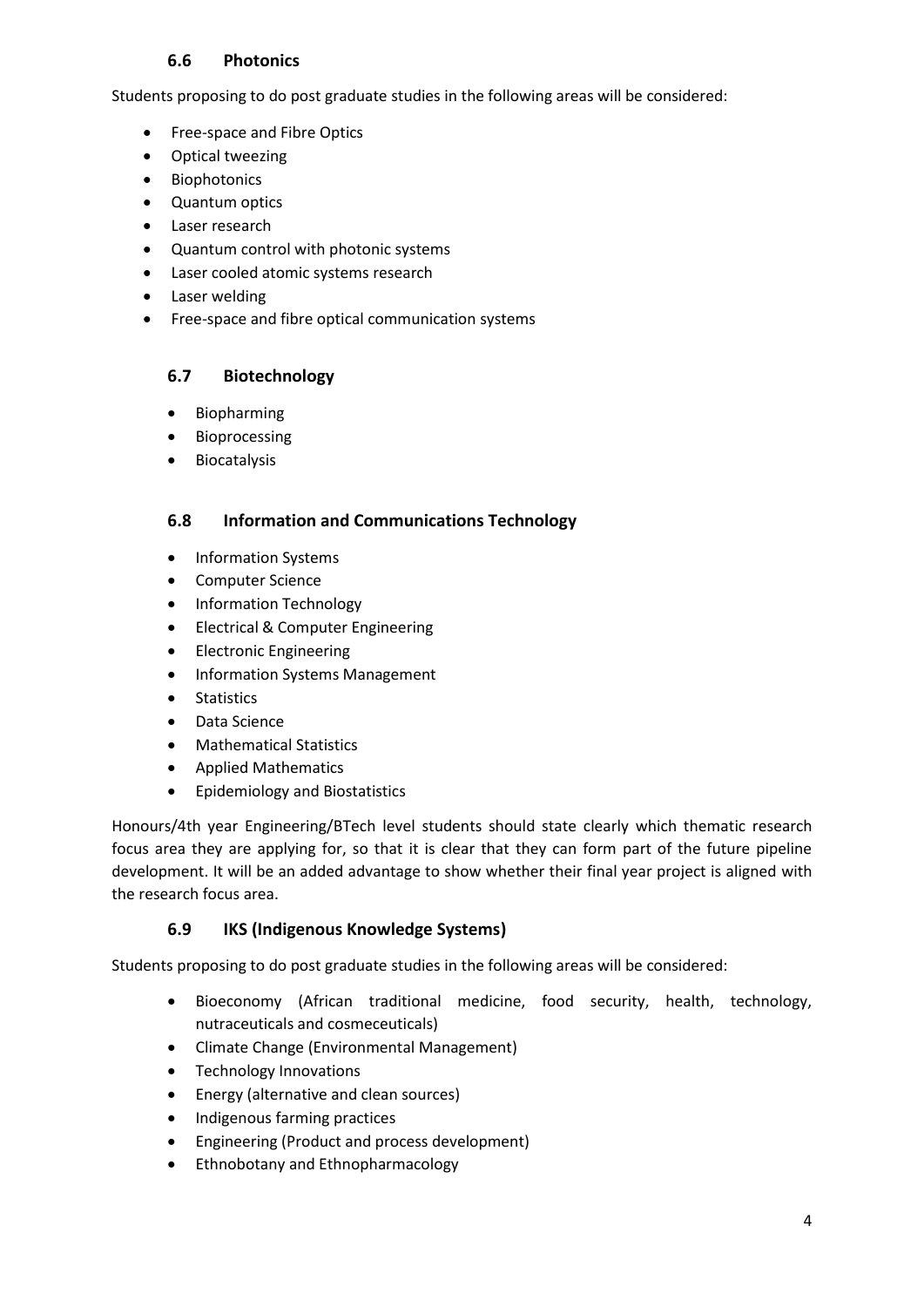### 6.6 Photonics

Students proposing to do post graduate studies in the following areas will be considered:

- Free-space and Fibre Optics
- Optical tweezing
- Biophotonics
- Quantum optics
- Laser research
- Quantum control with photonic systems
- Laser cooled atomic systems research
- Laser welding
- Free-space and fibre optical communication systems

### 6.7 Biotechnology

- Biopharming
- Bioprocessing
- Biocatalysis

### 6.8 Information and Communications Technology

- Information Systems
- Computer Science
- Information Technology
- Electrical & Computer Engineering
- Electronic Engineering
- Information Systems Management
- Statistics
- Data Science
- Mathematical Statistics
- Applied Mathematics
- Epidemiology and Biostatistics

Honours/4th year Engineering/BTech level students should state clearly which thematic research focus area they are applying for, so that it is clear that they can form part of the future pipeline development. It will be an added advantage to show whether their final year project is aligned with the research focus area.

### 6.9 IKS (Indigenous Knowledge Systems)

Students proposing to do post graduate studies in the following areas will be considered:

- Bioeconomy (African traditional medicine, food security, health, technology, nutraceuticals and cosmeceuticals)
- Climate Change (Environmental Management)
- Technology Innovations
- Energy (alternative and clean sources)
- Indigenous farming practices
- Engineering (Product and process development)
- Ethnobotany and Ethnopharmacology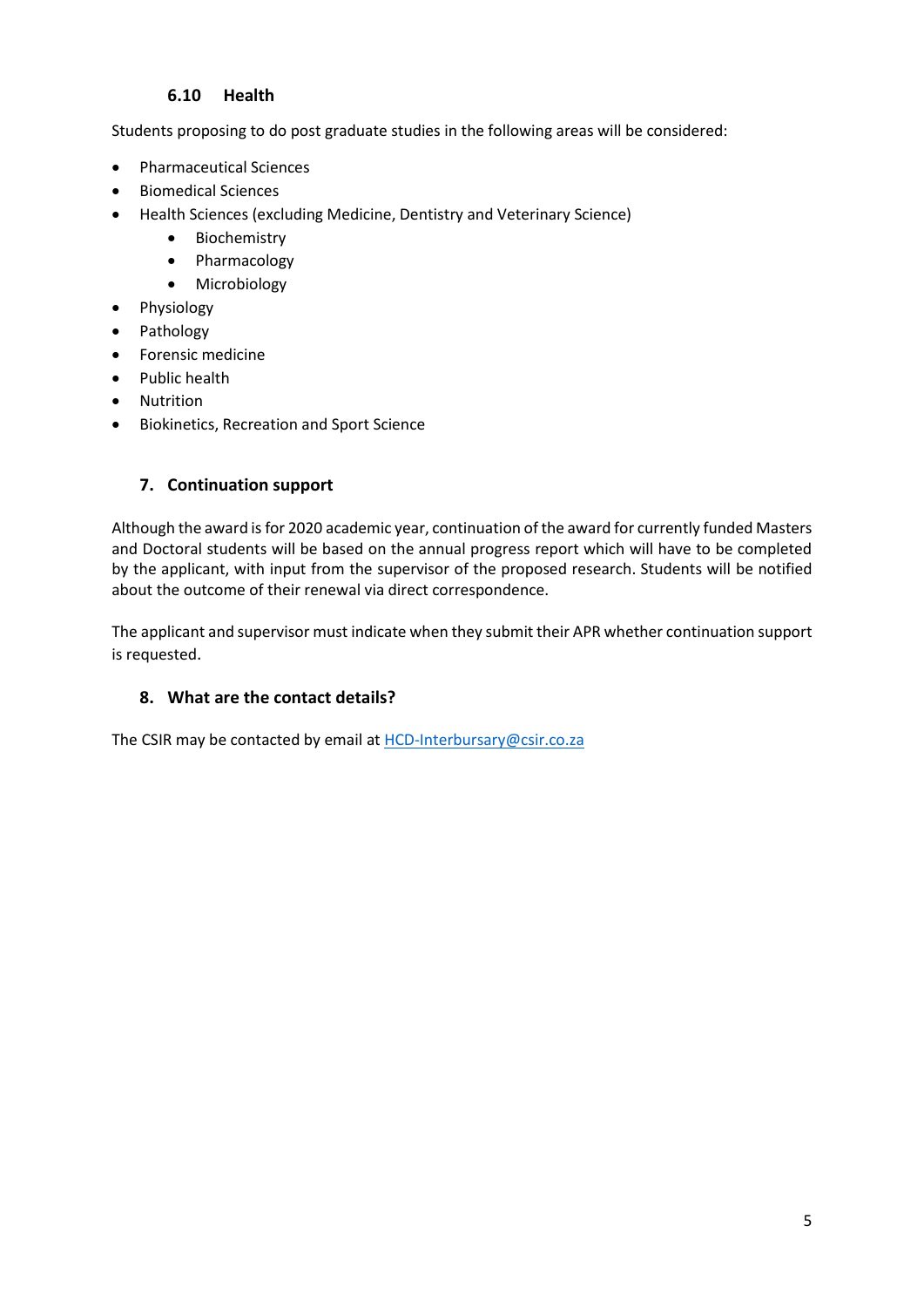### 6.10 Health

Students proposing to do post graduate studies in the following areas will be considered:

- Pharmaceutical Sciences
- Biomedical Sciences
- Health Sciences (excluding Medicine, Dentistry and Veterinary Science)
    - Biochemistry
    - Pharmacology
    - Microbiology
- Physiology
- Pathology
- Forensic medicine
- Public health
- Nutrition
- Biokinetics, Recreation and Sport Science

## 7. Continuation support

Although the award is for 2020 academic year, continuation of the award for currently funded Masters and Doctoral students will be based on the annual progress report which will have to be completed by the applicant, with input from the supervisor of the proposed research. Students will be notified about the outcome of their renewal via direct correspondence.

The applicant and supervisor must indicate when they submit their APR whether continuation support is requested.

## 8. What are the contact details?

The CSIR may be contacted by email at HCD-Interbursary@csir.co.za